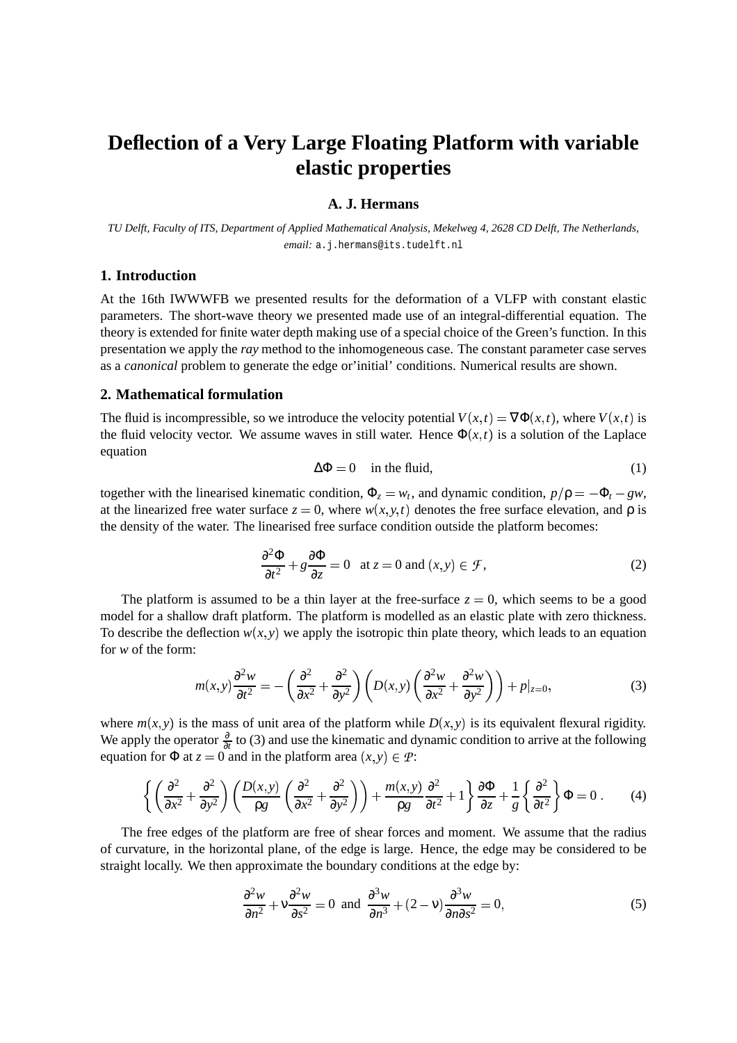# Deflection of a Very Large Floating Platform with variable elastic properties

**A. J. Hermans**

*TU Delft, Faculty of ITS, Department of Applied Mathematical Analysis, Mekelweg 4, 2628 CD Delft, The Netherlands,*
*email:* a.j.hermans@its.tudelft.nl

## 1. Introduction

At the 16th IWWWFB we presented results for the deformation of a VLFP with constant elastic parameters. The short-wave theory we presented made use of an integral-differential equation. The theory is extended for finite water depth making use of a special choice of the Green's function. In this presentation we apply the *ray* method to the inhomogeneous case. The constant parameter case serves as a *canonical* problem to generate the edge or'initial' conditions. Numerical results are shown.

## 2. Mathematical formulation

The fluid is incompressible, so we introduce the velocity potential $V(x,t) = \nabla\Phi(x,t)$, where $V(x,t)$ is the fluid velocity vector. We assume waves in still water. Hence $\Phi(x,t)$ is a solution of the Laplace equation

$$\Delta\Phi = 0 \quad \text{in the fluid,} \tag{1}$$

together with the linearised kinematic condition, $\Phi_z = w_t$, and dynamic condition, $p/\rho = -\Phi_t - gw$, at the linearized free water surface $z = 0$, where $w(x,y,t)$ denotes the free surface elevation, and $\rho$ is the density of the water. The linearised free surface condition outside the platform becomes:

$$\frac{\partial^2\Phi}{\partial t^2} + g\frac{\partial\Phi}{\partial z} = 0 \quad \text{at } z = 0 \text{ and } (x,y) \in \mathcal{F}, \tag{2}$$

The platform is assumed to be a thin layer at the free-surface $z = 0$, which seems to be a good model for a shallow draft platform. The platform is modelled as an elastic plate with zero thickness. To describe the deflection $w(x,y)$ we apply the isotropic thin plate theory, which leads to an equation for $w$ of the form:

$$m(x,y)\frac{\partial^2 w}{\partial t^2} = -\left(\frac{\partial^2}{\partial x^2} + \frac{\partial^2}{\partial y^2}\right)\left(D(x,y)\left(\frac{\partial^2 w}{\partial x^2} + \frac{\partial^2 w}{\partial y^2}\right)\right) + p|_{z=0}, \tag{3}$$

where $m(x,y)$ is the mass of unit area of the platform while $D(x,y)$ is its equivalent flexural rigidity. We apply the operator $\frac{\partial}{\partial t}$ to (3) and use the kinematic and dynamic condition to arrive at the following equation for $\Phi$ at $z = 0$ and in the platform area $(x,y) \in \mathcal{P}$:

$$\left\{\left(\frac{\partial^2}{\partial x^2} + \frac{\partial^2}{\partial y^2}\right)\left(\frac{D(x,y)}{\rho g}\left(\frac{\partial^2}{\partial x^2} + \frac{\partial^2}{\partial y^2}\right)\right) + \frac{m(x,y)}{\rho g}\frac{\partial^2}{\partial t^2} + 1\right\}\frac{\partial\Phi}{\partial z} + \frac{1}{g}\left\{\frac{\partial^2}{\partial t^2}\right\}\Phi = 0\,. \tag{4}$$

The free edges of the platform are free of shear forces and moment. We assume that the radius of curvature, in the horizontal plane, of the edge is large. Hence, the edge may be considered to be straight locally. We then approximate the boundary conditions at the edge by:

$$\frac{\partial^2 w}{\partial n^2} + \nu\frac{\partial^2 w}{\partial s^2} = 0 \;\text{ and }\; \frac{\partial^3 w}{\partial n^3} + (2-\nu)\frac{\partial^3 w}{\partial n \partial s^2} = 0, \tag{5}$$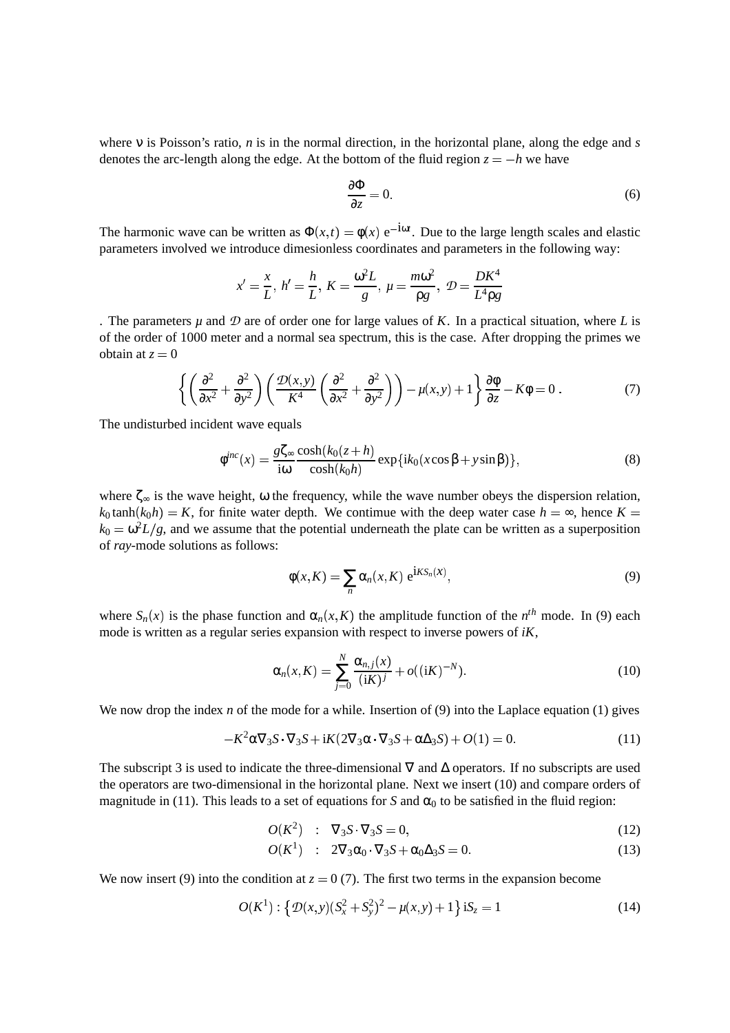where $\nu$ is Poisson's ratio, $n$ is in the normal direction, in the horizontal plane, along the edge and $s$ denotes the arc-length along the edge. At the bottom of the fluid region $z = -h$ we have

$$\frac{\partial \Phi}{\partial z} = 0. \tag{6}$$

The harmonic wave can be written as $\Phi(x,t) = \phi(x)\ \mathrm{e}^{-\mathrm{i}\omega t}$. Due to the large length scales and elastic parameters involved we introduce dimesionless coordinates and parameters in the following way:

$$x' = \frac{x}{L},\ h' = \frac{h}{L},\ K = \frac{\omega^2 L}{g},\ \mu = \frac{m\omega^2}{\rho g},\ \mathcal{D} = \frac{DK^4}{L^4 \rho g}$$

. The parameters $\mu$ and $\mathcal{D}$ are of order one for large values of $K$. In a practical situation, where $L$ is of the order of 1000 meter and a normal sea spectrum, this is the case. After dropping the primes we obtain at $z = 0$

$$\left\{ \left( \frac{\partial^2}{\partial x^2} + \frac{\partial^2}{\partial y^2} \right) \left( \frac{\mathcal{D}(x,y)}{K^4} \left( \frac{\partial^2}{\partial x^2} + \frac{\partial^2}{\partial y^2} \right) \right) - \mu(x,y) + 1 \right\} \frac{\partial \phi}{\partial z} - K\phi = 0\ . \tag{7}$$

The undisturbed incident wave equals

$$\phi^{inc}(x) = \frac{g\zeta_\infty}{\mathrm{i}\omega} \frac{\cosh(k_0(z+h))}{\cosh(k_0 h)} \exp\{\mathrm{i}k_0(x\cos\beta + y\sin\beta)\}, \tag{8}$$

where $\zeta_\infty$ is the wave height, $\omega$ the frequency, while the wave number obeys the dispersion relation, $k_0 \tanh(k_0 h) = K$, for finite water depth. We contimue with the deep water case $h = \infty$, hence $K = k_0 = \omega^2 L/g$, and we assume that the potential underneath the plate can be written as a superposition of *ray*-mode solutions as follows:

$$\phi(x,K) = \sum_n \alpha_n(x,K)\ \mathrm{e}^{\mathrm{i}KS_n(x)}, \tag{9}$$

where $S_n(x)$ is the phase function and $\alpha_n(x,K)$ the amplitude function of the $n^{th}$ mode. In (9) each mode is written as a regular series expansion with respect to inverse powers of $iK$,

$$\alpha_n(x,K) = \sum_{j=0}^{N} \frac{\alpha_{n,j}(x)}{(\mathrm{i}K)^j} + o((\mathrm{i}K)^{-N}). \tag{10}$$

We now drop the index $n$ of the mode for a while. Insertion of (9) into the Laplace equation (1) gives

$$-K^2 \alpha \nabla_3 S \cdot \nabla_3 S + \mathrm{i}K(2\nabla_3 \alpha \cdot \nabla_3 S + \alpha \Delta_3 S) + O(1) = 0. \tag{11}$$

The subscript 3 is used to indicate the three-dimensional $\nabla$ and $\Delta$ operators. If no subscripts are used the operators are two-dimensional in the horizontal plane. Next we insert (10) and compare orders of magnitude in (11). This leads to a set of equations for $S$ and $\alpha_0$ to be satisfied in the fluid region:

$$O(K^2) \quad : \quad \nabla_3 S \cdot \nabla_3 S = 0, \tag{12}$$

$$O(K^1) \quad : \quad 2\nabla_3 \alpha_0 \cdot \nabla_3 S + \alpha_0 \Delta_3 S = 0. \tag{13}$$

We now insert (9) into the condition at $z = 0$ (7). The first two terms in the expansion become

$$O(K^1) : \left\{ \mathcal{D}(x,y)(S_x^2 + S_y^2)^2 - \mu(x,y) + 1 \right\} \mathrm{i}S_z = 1 \tag{14}$$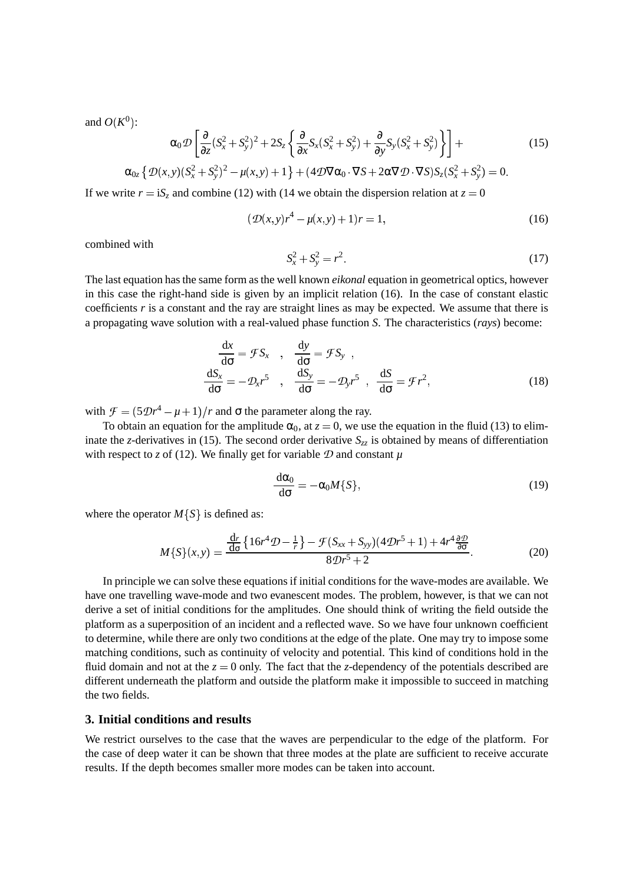and $O(K^0)$:

$$
\alpha_0 \mathcal{D} \left[ \frac{\partial}{\partial z}(S_x^2+S_y^2)^2 + 2S_z \left\{ \frac{\partial}{\partial x} S_x(S_x^2+S_y^2) + \frac{\partial}{\partial y} S_y(S_x^2+S_y^2) \right\} \right] + \tag{15}
$$

$$
\alpha_{0z} \left\{ \mathcal{D}(x,y)(S_x^2+S_y^2)^2 - \mu(x,y) + 1 \right\} + (4\mathcal{D}\nabla\alpha_0 \cdot \nabla S + 2\alpha\nabla\mathcal{D}\cdot\nabla S) S_z(S_x^2+S_y^2) = 0.
$$

If we write $r = \mathrm{i}S_z$ and combine (12) with (14 we obtain the dispersion relation at $z = 0$

$$
(\mathcal{D}(x,y)r^4 - \mu(x,y) + 1)r = 1, \tag{16}
$$

combined with

$$
S_x^2 + S_y^2 = r^2. \tag{17}
$$

The last equation has the same form as the well known *eikonal* equation in geometrical optics, however in this case the right-hand side is given by an implicit relation (16). In the case of constant elastic coefficients $r$ is a constant and the ray are straight lines as may be expected. We assume that there is a propagating wave solution with a real-valued phase function $S$. The characteristics (*rays*) become:

$$
\begin{aligned}
\frac{\mathrm{d}x}{\mathrm{d}\sigma} &= \mathcal{F} S_x \quad , \quad \frac{\mathrm{d}y}{\mathrm{d}\sigma} = \mathcal{F} S_y \ , \\
\frac{\mathrm{d}S_x}{\mathrm{d}\sigma} &= -\mathcal{D}_x r^5 \quad , \quad \frac{\mathrm{d}S_y}{\mathrm{d}\sigma} = -\mathcal{D}_y r^5 \ , \quad \frac{\mathrm{d}S}{\mathrm{d}\sigma} = \mathcal{F} r^2,
\end{aligned} \tag{18}
$$

with $\mathcal{F} = (5\mathcal{D}r^4 - \mu + 1)/r$ and $\sigma$ the parameter along the ray.

To obtain an equation for the amplitude $\alpha_0$, at $z = 0$, we use the equation in the fluid (13) to eliminate the $z$-derivatives in (15). The second order derivative $S_{zz}$ is obtained by means of differentiation with respect to $z$ of (12). We finally get for variable $\mathcal{D}$ and constant $\mu$

$$
\frac{\mathrm{d}\alpha_0}{\mathrm{d}\sigma} = -\alpha_0 M\{S\}, \tag{19}
$$

where the operator $M\{S\}$ is defined as:

$$
M\{S\}(x,y) = \frac{\frac{\mathrm{d}r}{\mathrm{d}\sigma}\left\{16r^4\mathcal{D} - \frac{1}{r}\right\} - \mathcal{F}(S_{xx}+S_{yy})(4\mathcal{D}r^5+1) + 4r^4\frac{\partial\mathcal{D}}{\partial\sigma}}{8\mathcal{D}r^5+2}. \tag{20}
$$

In principle we can solve these equations if initial conditions for the wave-modes are available. We have one travelling wave-mode and two evanescent modes. The problem, however, is that we can not derive a set of initial conditions for the amplitudes. One should think of writing the field outside the platform as a superposition of an incident and a reflected wave. So we have four unknown coefficient to determine, while there are only two conditions at the edge of the plate. One may try to impose some matching conditions, such as continuity of velocity and potential. This kind of conditions hold in the fluid domain and not at the $z = 0$ only. The fact that the $z$-dependency of the potentials described are different underneath the platform and outside the platform make it impossible to succeed in matching the two fields.

## 3. Initial conditions and results

We restrict ourselves to the case that the waves are perpendicular to the edge of the platform. For the case of deep water it can be shown that three modes at the plate are sufficient to receive accurate results. If the depth becomes smaller more modes can be taken into account.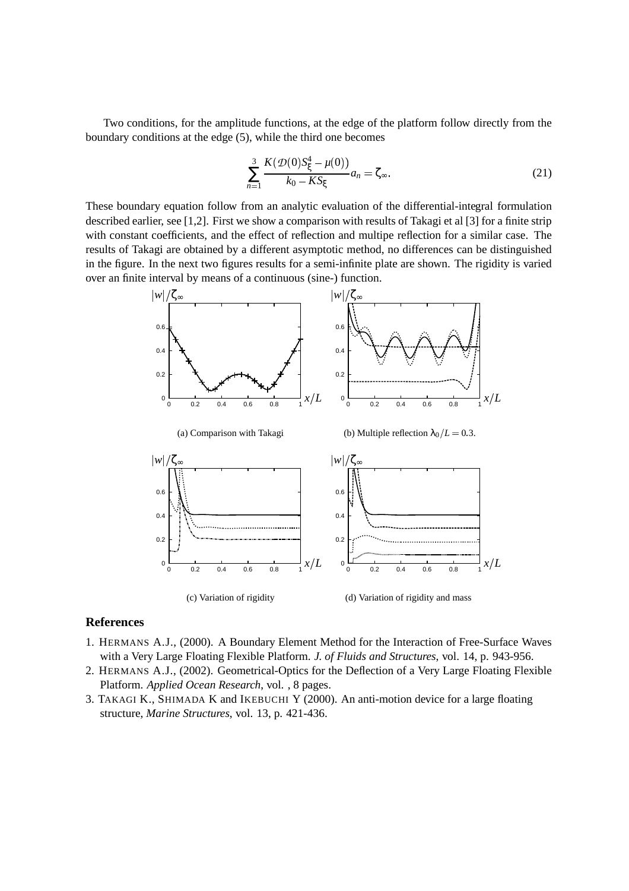Two conditions, for the amplitude functions, at the edge of the platform follow directly from the boundary conditions at the edge (5), while the third one becomes

$$\sum_{n=1}^{3} \frac{K(\mathcal{D}(0)S_{\xi}^{4} - \mu(0))}{k_0 - KS_{\xi}} a_n = \zeta_{\infty}. \tag{21}$$

These boundary equation follow from an analytic evaluation of the differential-integral formulation described earlier, see [1,2]. First we show a comparison with results of Takagi et al [3] for a finite strip with constant coefficients, and the effect of reflection and multipe reflection for a similar case. The results of Takagi are obtained by a different asymptotic method, no differences can be distinguished in the figure. In the next two figures results for a semi-infinite plate are shown. The rigidity is varied over an finite interval by means of a continuous (sine-) function.

(a) Comparison with Takagi

(b) Multiple reflection $\lambda_0/L = 0.3$.

(c) Variation of rigidity

(d) Variation of rigidity and mass

## References

1. HERMANS A.J., (2000). A Boundary Element Method for the Interaction of Free-Surface Waves with a Very Large Floating Flexible Platform. *J. of Fluids and Structures*, vol. 14, p. 943-956.
2. HERMANS A.J., (2002). Geometrical-Optics for the Deflection of a Very Large Floating Flexible Platform. *Applied Ocean Research*, vol. , 8 pages.
3. TAKAGI K., SHIMADA K and IKEBUCHI Y (2000). An anti-motion device for a large floating structure, *Marine Structures*, vol. 13, p. 421-436.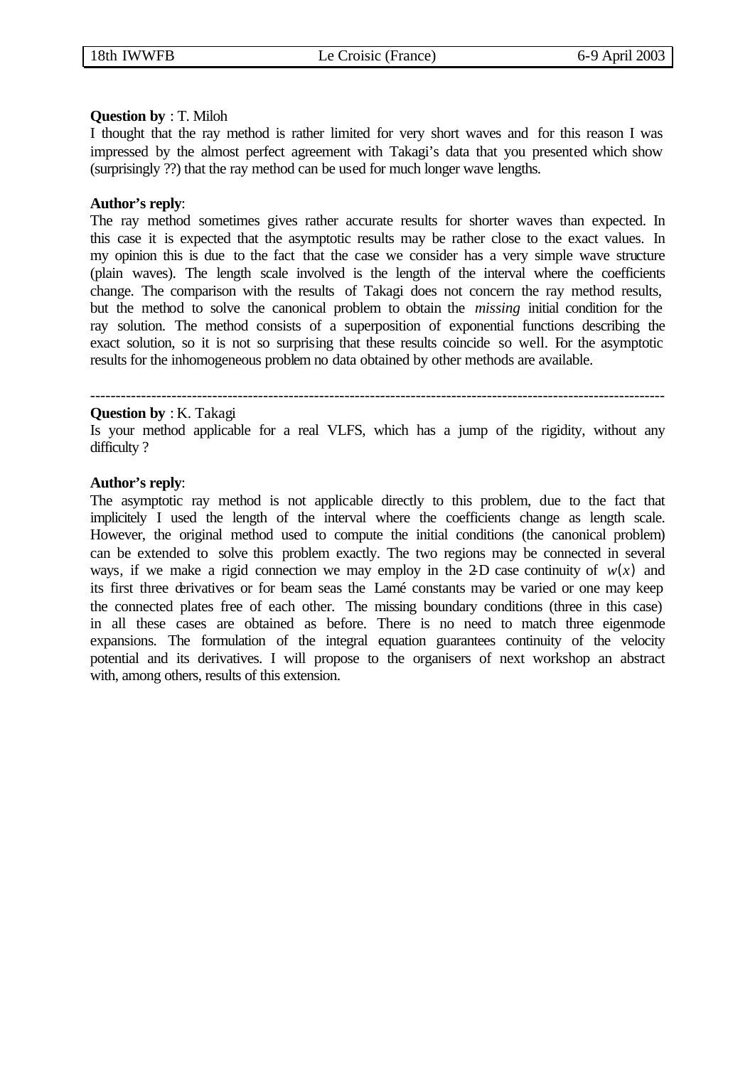**Question by** : T. Miloh

I thought that the ray method is rather limited for very short waves and for this reason I was impressed by the almost perfect agreement with Takagi's data that you presented which show (surprisingly ??) that the ray method can be used for much longer wave lengths.

**Author's reply**:

The ray method sometimes gives rather accurate results for shorter waves than expected. In this case it is expected that the asymptotic results may be rather close to the exact values. In my opinion this is due to the fact that the case we consider has a very simple wave structure (plain waves). The length scale involved is the length of the interval where the coefficients change. The comparison with the results of Takagi does not concern the ray method results, but the method to solve the canonical problem to obtain the *missing* initial condition for the ray solution. The method consists of a superposition of exponential functions describing the exact solution, so it is not so surprising that these results coincide so well. For the asymptotic results for the inhomogeneous problem no data obtained by other methods are available.

---

**Question by** : K. Takagi

Is your method applicable for a real VLFS, which has a jump of the rigidity, without any difficulty ?

**Author's reply**:

The asymptotic ray method is not applicable directly to this problem, due to the fact that implicitely I used the length of the interval where the coefficients change as length scale. However, the original method used to compute the initial conditions (the canonical problem) can be extended to solve this problem exactly. The two regions may be connected in several ways, if we make a rigid connection we may employ in the 2-D case continuity of $w(x)$ and its first three derivatives or for beam seas the Lamé constants may be varied or one may keep the connected plates free of each other. The missing boundary conditions (three in this case) in all these cases are obtained as before. There is no need to match three eigenmode expansions. The formulation of the integral equation guarantees continuity of the velocity potential and its derivatives. I will propose to the organisers of next workshop an abstract with, among others, results of this extension.